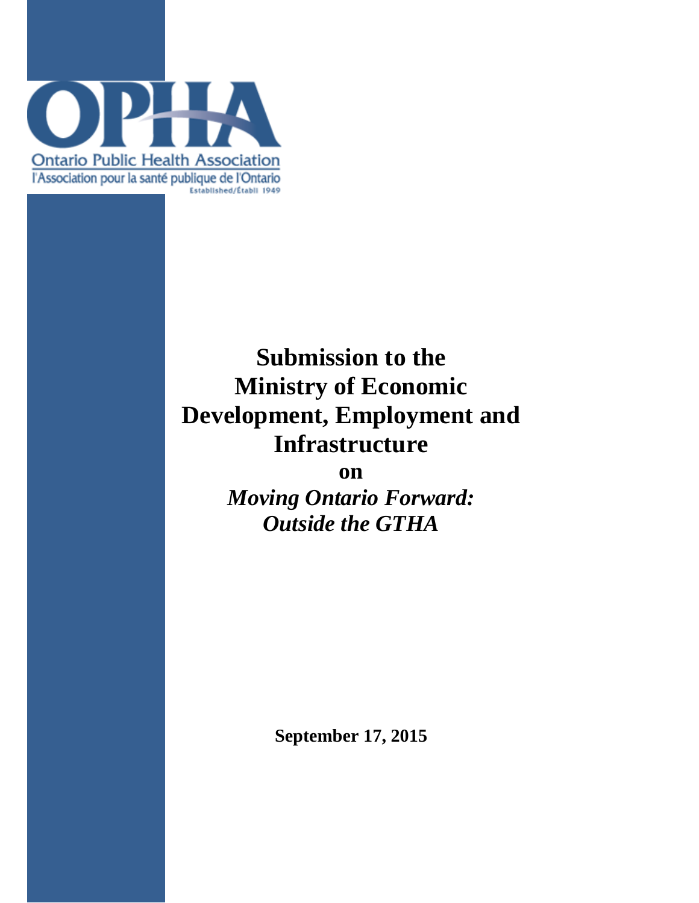OPHA

Ontario Public Health Association

l'Association pour la santé publique de l'Ontario

Established/Établi 1949

# Submission to the Ministry of Economic Development, Employment and Infrastructure

**on**

***Moving Ontario Forward: Outside the GTHA***

**September 17, 2015**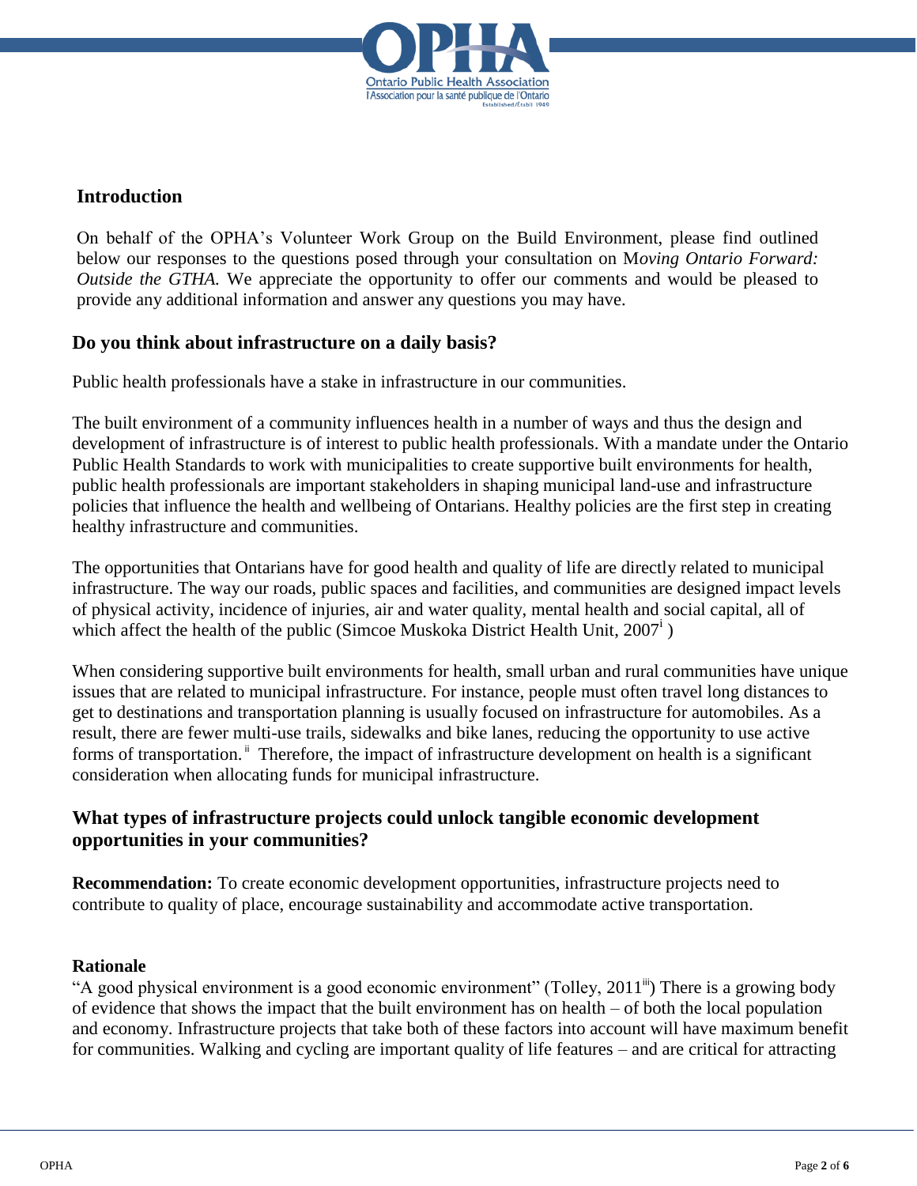## Introduction

On behalf of the OPHA's Volunteer Work Group on the Build Environment, please find outlined below our responses to the questions posed through your consultation on M*oving Ontario Forward: Outside the GTHA.* We appreciate the opportunity to offer our comments and would be pleased to provide any additional information and answer any questions you may have.

## Do you think about infrastructure on a daily basis?

Public health professionals have a stake in infrastructure in our communities.

The built environment of a community influences health in a number of ways and thus the design and development of infrastructure is of interest to public health professionals. With a mandate under the Ontario Public Health Standards to work with municipalities to create supportive built environments for health, public health professionals are important stakeholders in shaping municipal land-use and infrastructure policies that influence the health and wellbeing of Ontarians. Healthy policies are the first step in creating healthy infrastructure and communities.

The opportunities that Ontarians have for good health and quality of life are directly related to municipal infrastructure. The way our roads, public spaces and facilities, and communities are designed impact levels of physical activity, incidence of injuries, air and water quality, mental health and social capital, all of which affect the health of the public (Simcoe Muskoka District Health Unit, 2007[i] )

When considering supportive built environments for health, small urban and rural communities have unique issues that are related to municipal infrastructure. For instance, people must often travel long distances to get to destinations and transportation planning is usually focused on infrastructure for automobiles. As a result, there are fewer multi-use trails, sidewalks and bike lanes, reducing the opportunity to use active forms of transportation.[ii] Therefore, the impact of infrastructure development on health is a significant consideration when allocating funds for municipal infrastructure.

## What types of infrastructure projects could unlock tangible economic development opportunities in your communities?

**Recommendation:** To create economic development opportunities, infrastructure projects need to contribute to quality of place, encourage sustainability and accommodate active transportation.

### Rationale

"A good physical environment is a good economic environment" (Tolley, 2011[iii]) There is a growing body of evidence that shows the impact that the built environment has on health – of both the local population and economy. Infrastructure projects that take both of these factors into account will have maximum benefit for communities. Walking and cycling are important quality of life features – and are critical for attracting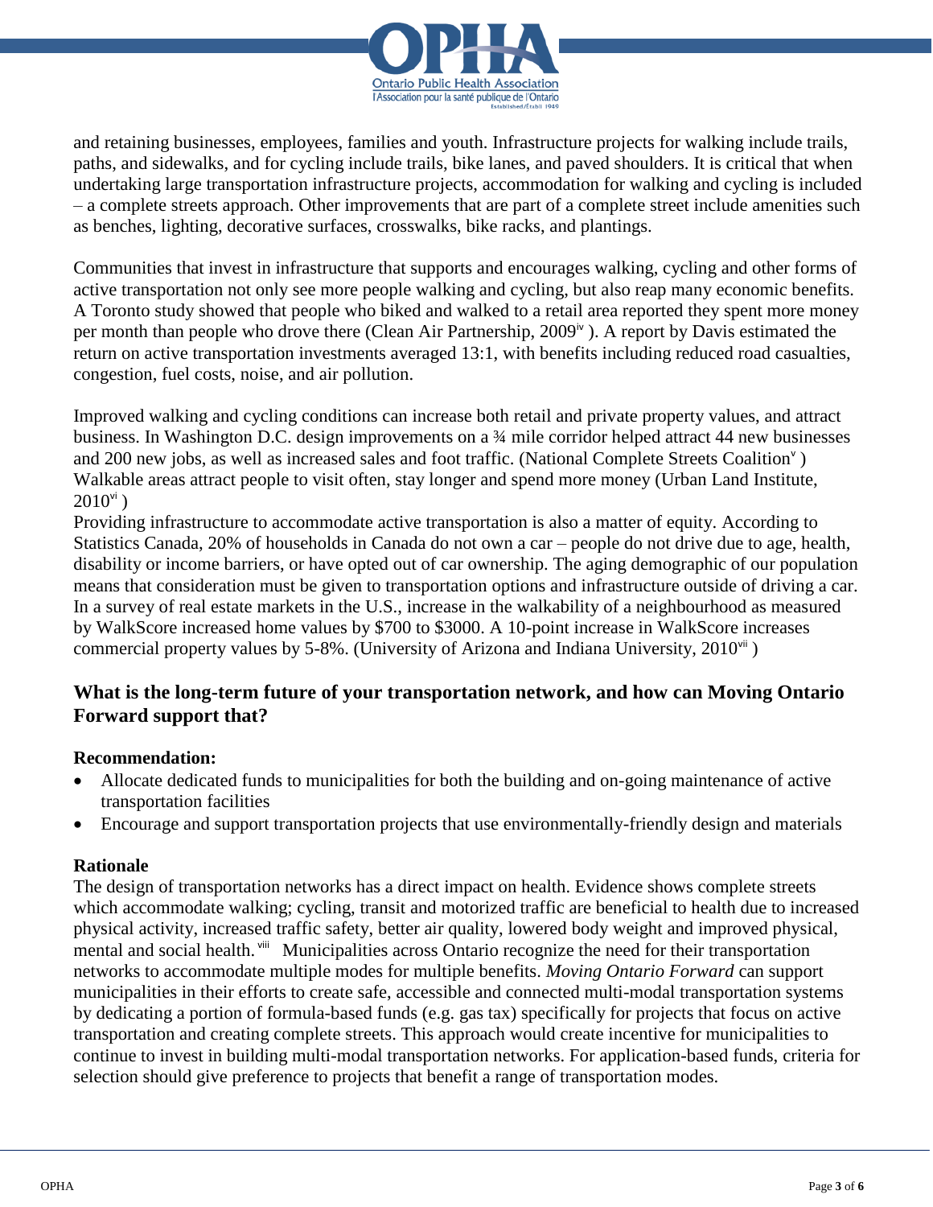and retaining businesses, employees, families and youth. Infrastructure projects for walking include trails, paths, and sidewalks, and for cycling include trails, bike lanes, and paved shoulders. It is critical that when undertaking large transportation infrastructure projects, accommodation for walking and cycling is included – a complete streets approach. Other improvements that are part of a complete street include amenities such as benches, lighting, decorative surfaces, crosswalks, bike racks, and plantings.

Communities that invest in infrastructure that supports and encourages walking, cycling and other forms of active transportation not only see more people walking and cycling, but also reap many economic benefits. A Toronto study showed that people who biked and walked to a retail area reported they spent more money per month than people who drove there (Clean Air Partnership, 2009[iv] ). A report by Davis estimated the return on active transportation investments averaged 13:1, with benefits including reduced road casualties, congestion, fuel costs, noise, and air pollution.

Improved walking and cycling conditions can increase both retail and private property values, and attract business. In Washington D.C. design improvements on a ¾ mile corridor helped attract 44 new businesses and 200 new jobs, as well as increased sales and foot traffic. (National Complete Streets Coalition[v] ) Walkable areas attract people to visit often, stay longer and spend more money (Urban Land Institute, 2010[vi] )

Providing infrastructure to accommodate active transportation is also a matter of equity. According to Statistics Canada, 20% of households in Canada do not own a car – people do not drive due to age, health, disability or income barriers, or have opted out of car ownership. The aging demographic of our population means that consideration must be given to transportation options and infrastructure outside of driving a car. In a survey of real estate markets in the U.S., increase in the walkability of a neighbourhood as measured by WalkScore increased home values by $700 to $3000. A 10-point increase in WalkScore increases commercial property values by 5-8%. (University of Arizona and Indiana University, 2010[vii] )

## What is the long-term future of your transportation network, and how can Moving Ontario Forward support that?

**Recommendation:**

- Allocate dedicated funds to municipalities for both the building and on-going maintenance of active transportation facilities
- Encourage and support transportation projects that use environmentally-friendly design and materials

**Rationale**

The design of transportation networks has a direct impact on health. Evidence shows complete streets which accommodate walking; cycling, transit and motorized traffic are beneficial to health due to increased physical activity, increased traffic safety, better air quality, lowered body weight and improved physical, mental and social health.[viii] Municipalities across Ontario recognize the need for their transportation networks to accommodate multiple modes for multiple benefits. *Moving Ontario Forward* can support municipalities in their efforts to create safe, accessible and connected multi-modal transportation systems by dedicating a portion of formula-based funds (e.g. gas tax) specifically for projects that focus on active transportation and creating complete streets. This approach would create incentive for municipalities to continue to invest in building multi-modal transportation networks. For application-based funds, criteria for selection should give preference to projects that benefit a range of transportation modes.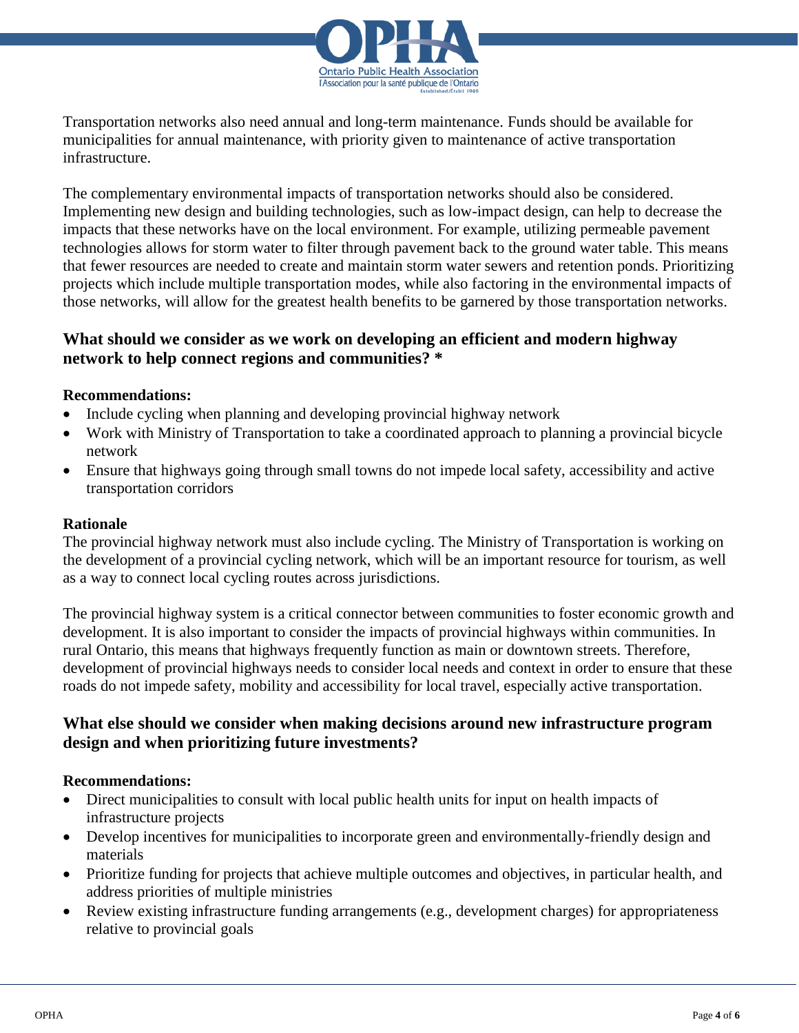Transportation networks also need annual and long-term maintenance. Funds should be available for municipalities for annual maintenance, with priority given to maintenance of active transportation infrastructure.

The complementary environmental impacts of transportation networks should also be considered. Implementing new design and building technologies, such as low-impact design, can help to decrease the impacts that these networks have on the local environment. For example, utilizing permeable pavement technologies allows for storm water to filter through pavement back to the ground water table. This means that fewer resources are needed to create and maintain storm water sewers and retention ponds. Prioritizing projects which include multiple transportation modes, while also factoring in the environmental impacts of those networks, will allow for the greatest health benefits to be garnered by those transportation networks.

## What should we consider as we work on developing an efficient and modern highway network to help connect regions and communities? *

**Recommendations:**

- Include cycling when planning and developing provincial highway network
- Work with Ministry of Transportation to take a coordinated approach to planning a provincial bicycle network
- Ensure that highways going through small towns do not impede local safety, accessibility and active transportation corridors

**Rationale**

The provincial highway network must also include cycling. The Ministry of Transportation is working on the development of a provincial cycling network, which will be an important resource for tourism, as well as a way to connect local cycling routes across jurisdictions.

The provincial highway system is a critical connector between communities to foster economic growth and development. It is also important to consider the impacts of provincial highways within communities. In rural Ontario, this means that highways frequently function as main or downtown streets. Therefore, development of provincial highways needs to consider local needs and context in order to ensure that these roads do not impede safety, mobility and accessibility for local travel, especially active transportation.

## What else should we consider when making decisions around new infrastructure program design and when prioritizing future investments?

**Recommendations:**

- Direct municipalities to consult with local public health units for input on health impacts of infrastructure projects
- Develop incentives for municipalities to incorporate green and environmentally-friendly design and materials
- Prioritize funding for projects that achieve multiple outcomes and objectives, in particular health, and address priorities of multiple ministries
- Review existing infrastructure funding arrangements (e.g., development charges) for appropriateness relative to provincial goals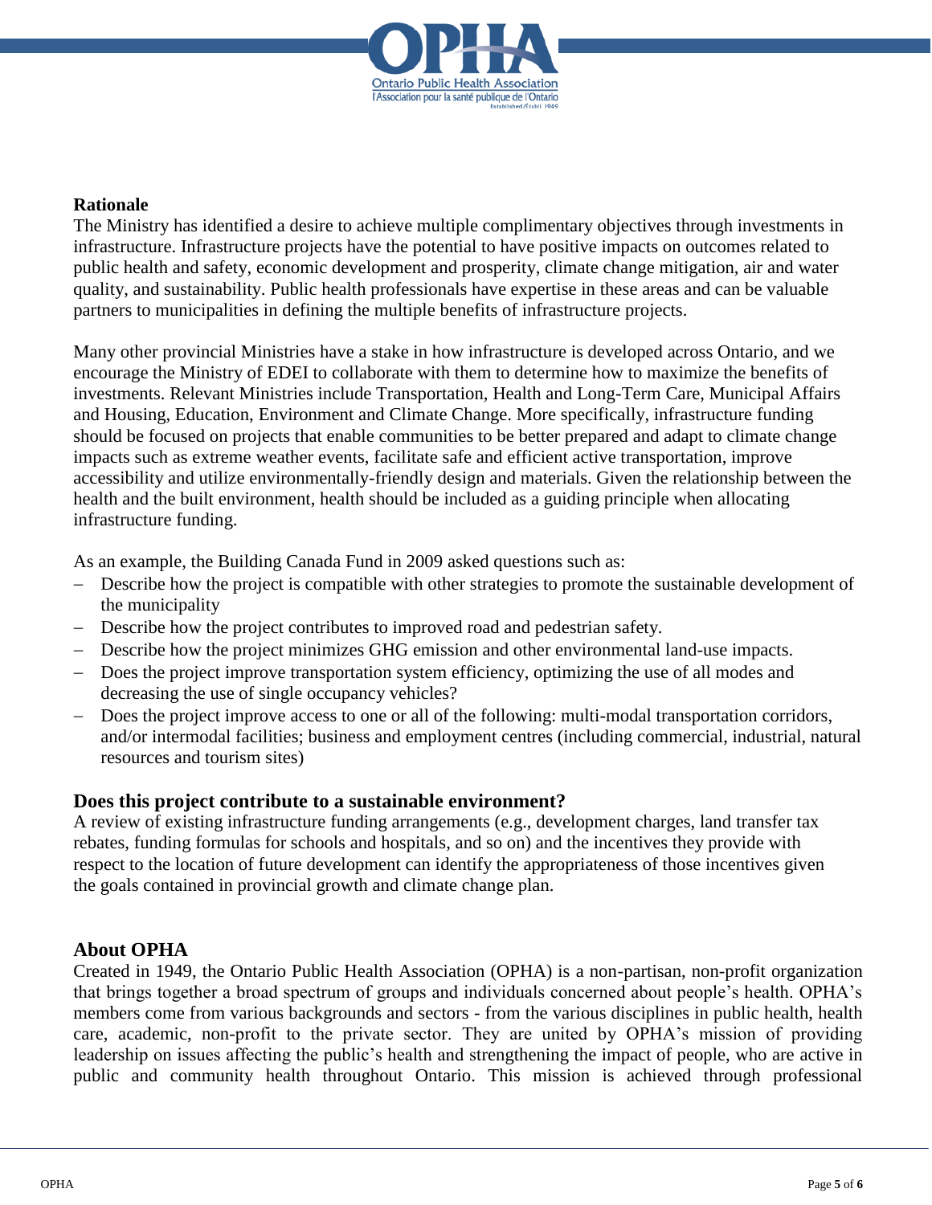**Rationale**

The Ministry has identified a desire to achieve multiple complimentary objectives through investments in infrastructure. Infrastructure projects have the potential to have positive impacts on outcomes related to public health and safety, economic development and prosperity, climate change mitigation, air and water quality, and sustainability. Public health professionals have expertise in these areas and can be valuable partners to municipalities in defining the multiple benefits of infrastructure projects.

Many other provincial Ministries have a stake in how infrastructure is developed across Ontario, and we encourage the Ministry of EDEI to collaborate with them to determine how to maximize the benefits of investments. Relevant Ministries include Transportation, Health and Long-Term Care, Municipal Affairs and Housing, Education, Environment and Climate Change. More specifically, infrastructure funding should be focused on projects that enable communities to be better prepared and adapt to climate change impacts such as extreme weather events, facilitate safe and efficient active transportation, improve accessibility and utilize environmentally-friendly design and materials. Given the relationship between the health and the built environment, health should be included as a guiding principle when allocating infrastructure funding.

As an example, the Building Canada Fund in 2009 asked questions such as:

- Describe how the project is compatible with other strategies to promote the sustainable development of the municipality
- Describe how the project contributes to improved road and pedestrian safety.
- Describe how the project minimizes GHG emission and other environmental land-use impacts.
- Does the project improve transportation system efficiency, optimizing the use of all modes and decreasing the use of single occupancy vehicles?
- Does the project improve access to one or all of the following: multi-modal transportation corridors, and/or intermodal facilities; business and employment centres (including commercial, industrial, natural resources and tourism sites)

### Does this project contribute to a sustainable environment?

A review of existing infrastructure funding arrangements (e.g., development charges, land transfer tax rebates, funding formulas for schools and hospitals, and so on) and the incentives they provide with respect to the location of future development can identify the appropriateness of those incentives given the goals contained in provincial growth and climate change plan.

## About OPHA

Created in 1949, the Ontario Public Health Association (OPHA) is a non-partisan, non-profit organization that brings together a broad spectrum of groups and individuals concerned about people's health. OPHA's members come from various backgrounds and sectors - from the various disciplines in public health, health care, academic, non-profit to the private sector. They are united by OPHA's mission of providing leadership on issues affecting the public's health and strengthening the impact of people, who are active in public and community health throughout Ontario. This mission is achieved through professional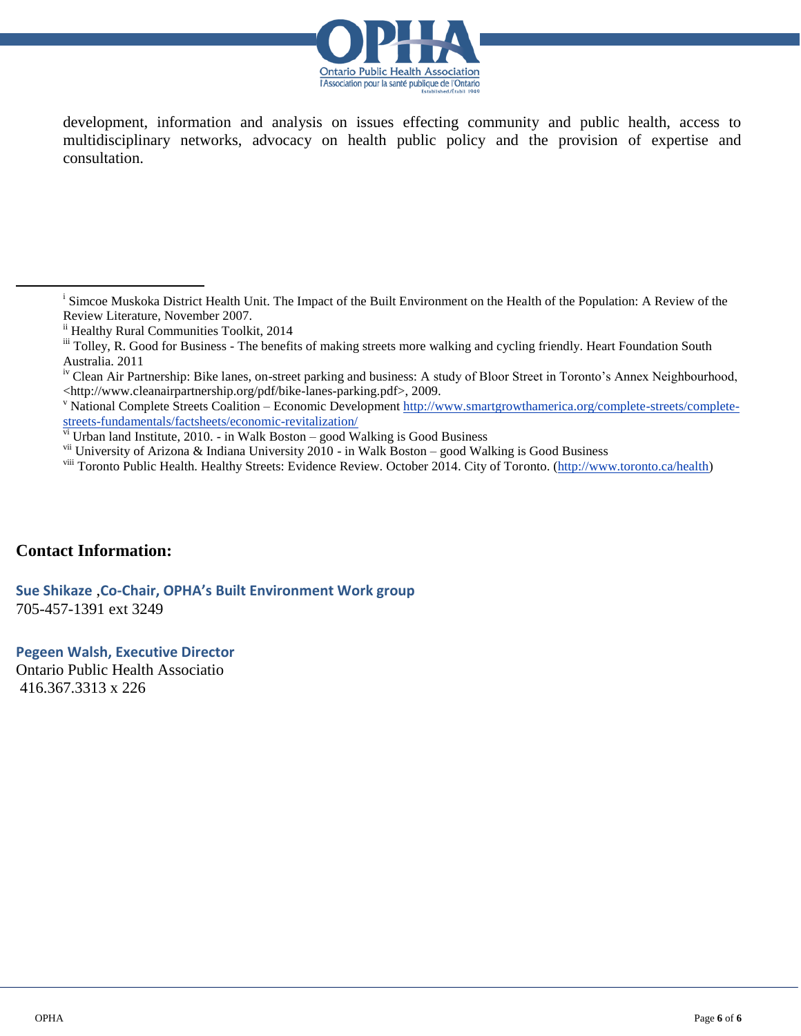development, information and analysis on issues effecting community and public health, access to multidisciplinary networks, advocacy on health public policy and the provision of expertise and consultation.

---

[i] Simcoe Muskoka District Health Unit. The Impact of the Built Environment on the Health of the Population: A Review of the Review Literature, November 2007.

[ii] Healthy Rural Communities Toolkit, 2014

[iii] Tolley, R. Good for Business - The benefits of making streets more walking and cycling friendly. Heart Foundation South Australia. 2011

[iv] Clean Air Partnership: Bike lanes, on-street parking and business: A study of Bloor Street in Toronto's Annex Neighbourhood, <http://www.cleanairpartnership.org/pdf/bike-lanes-parking.pdf>, 2009.

[v] National Complete Streets Coalition – Economic Development http://www.smartgrowthamerica.org/complete-streets/complete-streets-fundamentals/factsheets/economic-revitalization/

[vi] Urban land Institute, 2010. - in Walk Boston – good Walking is Good Business

[vii] University of Arizona & Indiana University 2010 - in Walk Boston – good Walking is Good Business

[viii] Toronto Public Health. Healthy Streets: Evidence Review. October 2014. City of Toronto. (http://www.toronto.ca/health)

## Contact Information:

**Sue Shikaze ,Co-Chair, OPHA's Built Environment Work group**
705-457-1391 ext 3249

**Pegeen Walsh, Executive Director**
Ontario Public Health Associatio
416.367.3313 x 226